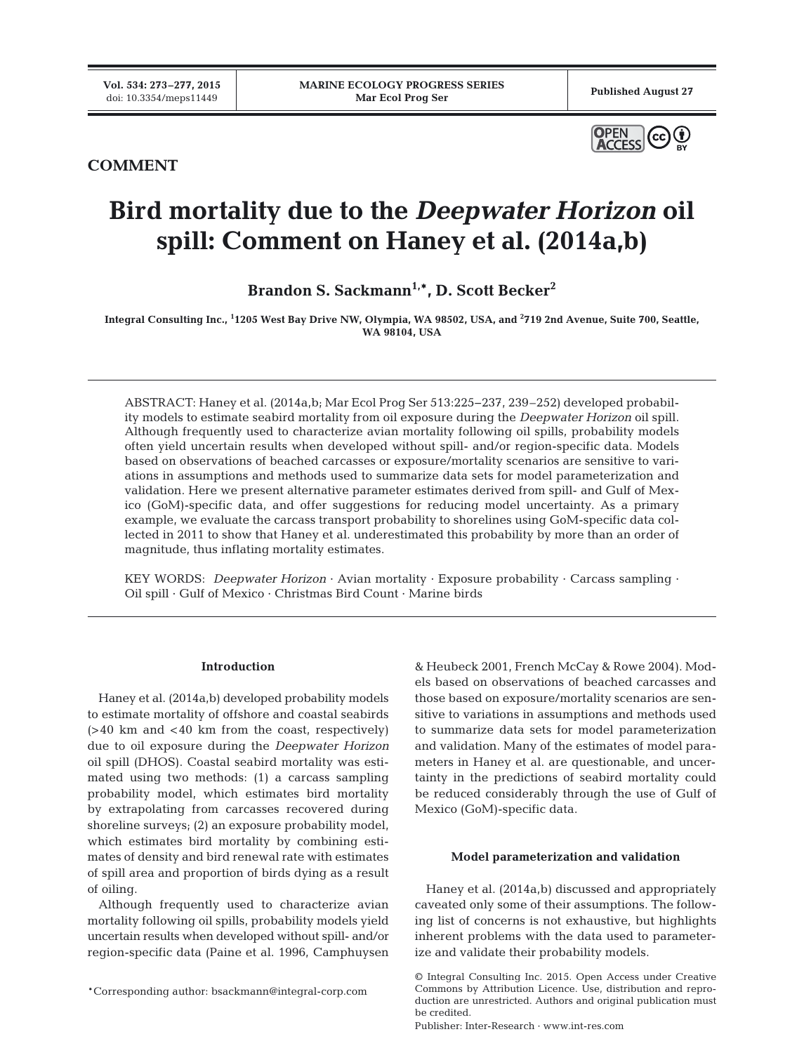COMMENT

# Bird mortality due to the *Deepwater Horizon* oil spill: Comment on Haney et al. (2014a,b)

**Brandon S. Sackmann[1,*], D. Scott Becker[2]**

Integral Consulting Inc., [1]1205 West Bay Drive NW, Olympia, WA 98502, USA, and [2]719 2nd Avenue, Suite 700, Seattle, WA 98104, USA

ABSTRACT: Haney et al. (2014a,b; Mar Ecol Prog Ser 513:225–237, 239–252) developed probability models to estimate seabird mortality from oil exposure during the *Deepwater Horizon* oil spill. Although frequently used to characterize avian mortality following oil spills, probability models often yield uncertain results when developed without spill- and/or region-specific data. Models based on observations of beached carcasses or exposure/mortality scenarios are sensitive to variations in assumptions and methods used to summarize data sets for model parameterization and validation. Here we present alternative parameter estimates derived from spill- and Gulf of Mexico (GoM)-specific data, and offer suggestions for reducing model uncertainty. As a primary example, we evaluate the carcass transport probability to shorelines using GoM-specific data collected in 2011 to show that Haney et al. underestimated this probability by more than an order of magnitude, thus inflating mortality estimates.

KEY WORDS: *Deepwater Horizon* · Avian mortality · Exposure probability · Carcass sampling · Oil spill · Gulf of Mexico · Christmas Bird Count · Marine birds

## Introduction

Haney et al. (2014a,b) developed probability models to estimate mortality of offshore and coastal seabirds (>40 km and <40 km from the coast, respectively) due to oil exposure during the *Deepwater Horizon* oil spill (DHOS). Coastal seabird mortality was estimated using two methods: (1) a carcass sampling probability model, which estimates bird mortality by extrapolating from carcasses recovered during shoreline surveys; (2) an exposure probability model, which estimates bird mortality by combining estimates of density and bird renewal rate with estimates of spill area and proportion of birds dying as a result of oiling.

Although frequently used to characterize avian mortality following oil spills, probability models yield uncertain results when developed without spill- and/or region-specific data (Paine et al. 1996, Camphuysen & Heubeck 2001, French McCay & Rowe 2004). Models based on observations of beached carcasses and those based on exposure/mortality scenarios are sensitive to variations in assumptions and methods used to summarize data sets for model parameterization and validation. Many of the estimates of model parameters in Haney et al. are questionable, and uncertainty in the predictions of seabird mortality could be reduced considerably through the use of Gulf of Mexico (GoM)-specific data.

## Model parameterization and validation

Haney et al. (2014a,b) discussed and appropriately caveated only some of their assumptions. The following list of concerns is not exhaustive, but highlights inherent problems with the data used to parameterize and validate their probability models.

*Corresponding author: bsackmann@integral-corp.com

© Integral Consulting Inc. 2015. Open Access under Creative Commons by Attribution Licence. Use, distribution and reproduction are unrestricted. Authors and original publication must be credited.

Publisher: Inter-Research · www.int-res.com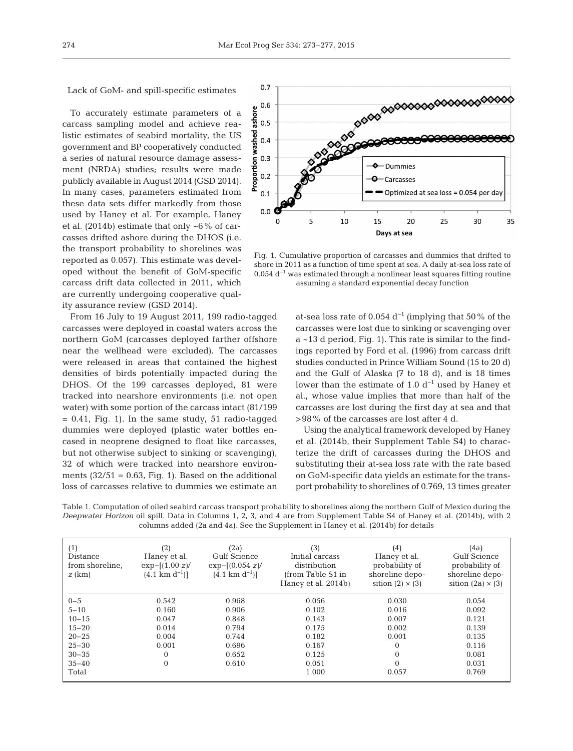Lack of GoM- and spill-specific estimates

To accurately estimate parameters of a carcass sampling model and achieve realistic estimates of seabird mortality, the US government and BP cooperatively conducted a series of natural resource damage assessment (NRDA) studies; results were made publicly available in August 2014 (GSD 2014). In many cases, parameters estimated from these data sets differ markedly from those used by Haney et al. For example, Haney et al. (2014b) estimate that only ~6% of carcasses drifted ashore during the DHOS (i.e. the transport probability to shorelines was reported as 0.057). This estimate was developed without the benefit of GoM-specific carcass drift data collected in 2011, which are currently undergoing cooperative quality assurance review (GSD 2014).

From 16 July to 19 August 2011, 199 radio-tagged carcasses were deployed in coastal waters across the northern GoM (carcasses deployed farther offshore near the wellhead were excluded). The carcasses were released in areas that contained the highest densities of birds potentially impacted during the DHOS. Of the 199 carcasses deployed, 81 were tracked into nearshore environments (i.e. not open water) with some portion of the carcass intact (81/199 = 0.41, Fig. 1). In the same study, 51 radio-tagged dummies were deployed (plastic water bottles encased in neoprene designed to float like carcasses, but not otherwise subject to sinking or scavenging), 32 of which were tracked into nearshore environments (32/51 = 0.63, Fig. 1). Based on the additional loss of carcasses relative to dummies we estimate an at-sea loss rate of 0.054 $d^{-1}$ (implying that 50% of the carcasses were lost due to sinking or scavenging over a ~13 d period, Fig. 1). This rate is similar to the findings reported by Ford et al. (1996) from carcass drift studies conducted in Prince William Sound (15 to 20 d) and the Gulf of Alaska (7 to 18 d), and is 18 times lower than the estimate of 1.0 $d^{-1}$ used by Haney et al., whose value implies that more than half of the carcasses are lost during the first day at sea and that >98% of the carcasses are lost after 4 d.

0.7
0.6
0.5
0.4
0.3
0.2
0.1
0.0
Proportion washed ashore
0 5 10 15 20 25 30 35
Days at sea
Dummies
Carcasses
Optimized at sea loss = 0.054 per day

Fig. 1. Cumulative proportion of carcasses and dummies that drifted to shore in 2011 as a function of time spent at sea. A daily at-sea loss rate of 0.054 $d^{-1}$ was estimated through a nonlinear least squares fitting routine assuming a standard exponential decay function

Using the analytical framework developed by Haney et al. (2014b, their Supplement Table S4) to characterize the drift of carcasses during the DHOS and substituting their at-sea loss rate with the rate based on GoM-specific data yields an estimate for the transport probability to shorelines of 0.769, 13 times greater

Table 1. Computation of oiled seabird carcass transport probability to shorelines along the northern Gulf of Mexico during the *Deepwater Horizon* oil spill. Data in Columns 1, 2, 3, and 4 are from Supplement Table S4 of Haney et al. (2014b), with 2 columns added (2a and 4a). See the Supplement in Haney et al. (2014b) for details

| (1) Distance from shoreline, $z$ (km) | (2) Haney et al. $\exp-[(1.00\ z)/(4.1\ \text{km d}^{-1})]$ | (2a) Gulf Science $\exp-[(0.054\ z)/(4.1\ \text{km d}^{-1})]$ | (3) Initial carcass distribution (from Table S1 in Haney et al. 2014b) | (4) Haney et al. probability of shoreline deposition (2) × (3) | (4a) Gulf Science probability of shoreline deposition (2a) × (3) |
|---|---|---|---|---|---|
| 0–5 | 0.542 | 0.968 | 0.056 | 0.030 | 0.054 |
| 5–10 | 0.160 | 0.906 | 0.102 | 0.016 | 0.092 |
| 10–15 | 0.047 | 0.848 | 0.143 | 0.007 | 0.121 |
| 15–20 | 0.014 | 0.794 | 0.175 | 0.002 | 0.139 |
| 20–25 | 0.004 | 0.744 | 0.182 | 0.001 | 0.135 |
| 25–30 | 0.001 | 0.696 | 0.167 | 0 | 0.116 |
| 30–35 | 0 | 0.652 | 0.125 | 0 | 0.081 |
| 35–40 | 0 | 0.610 | 0.051 | 0 | 0.031 |
| Total | | | 1.000 | 0.057 | 0.769 |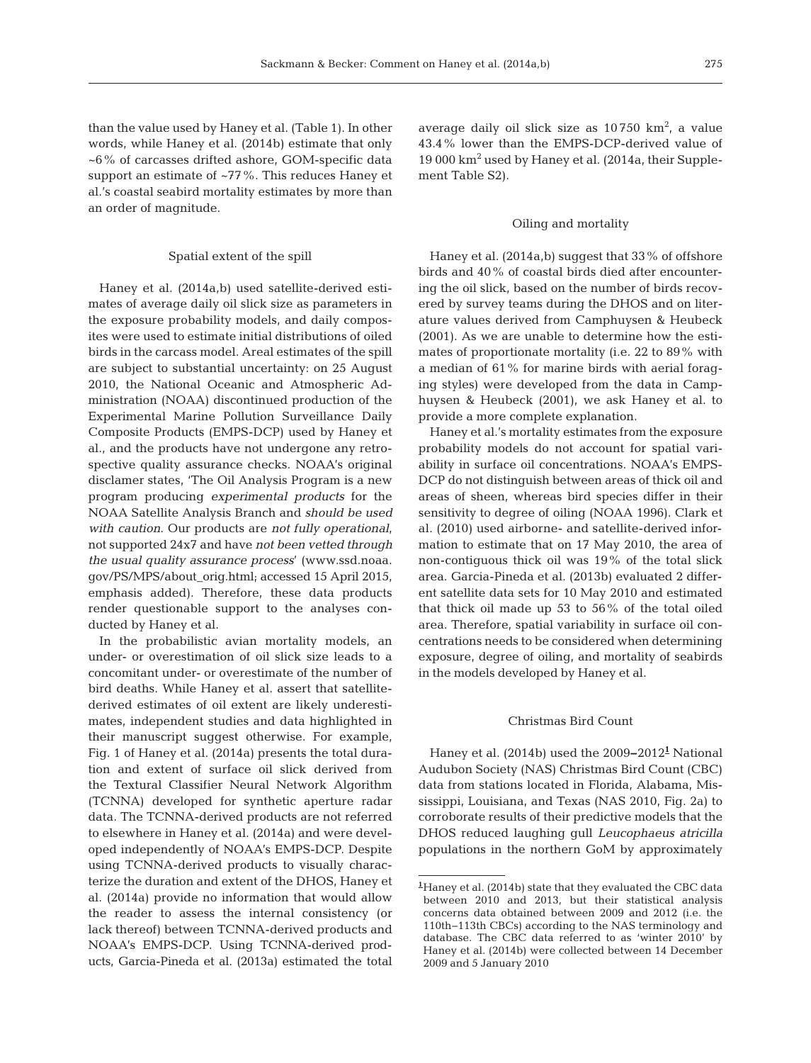than the value used by Haney et al. (Table 1). In other words, while Haney et al. (2014b) estimate that only ~6% of carcasses drifted ashore, GOM-specific data support an estimate of ~77%. This reduces Haney et al.'s coastal seabird mortality estimates by more than an order of magnitude.

### Spatial extent of the spill

Haney et al. (2014a,b) used satellite-derived estimates of average daily oil slick size as parameters in the exposure probability models, and daily composites were used to estimate initial distributions of oiled birds in the carcass model. Areal estimates of the spill are subject to substantial uncertainty: on 25 August 2010, the National Oceanic and Atmospheric Administration (NOAA) discontinued production of the Experimental Marine Pollution Surveillance Daily Composite Products (EMPS-DCP) used by Haney et al., and the products have not undergone any retrospective quality assurance checks. NOAA's original disclamer states, 'The Oil Analysis Program is a new program producing *experimental products* for the NOAA Satellite Analysis Branch and *should be used with caution*. Our products are *not fully operational*, not supported 24x7 and have *not been vetted through the usual quality assurance process*' (www.ssd.noaa.gov/PS/MPS/about_orig.html; accessed 15 April 2015, emphasis added). Therefore, these data products render questionable support to the analyses conducted by Haney et al.

In the probabilistic avian mortality models, an under- or overestimation of oil slick size leads to a concomitant under- or overestimate of the number of bird deaths. While Haney et al. assert that satellite-derived estimates of oil extent are likely underestimates, independent studies and data highlighted in their manuscript suggest otherwise. For example, Fig. 1 of Haney et al. (2014a) presents the total duration and extent of surface oil slick derived from the Textural Classifier Neural Network Algorithm (TCNNA) developed for synthetic aperture radar data. The TCNNA-derived products are not referred to elsewhere in Haney et al. (2014a) and were developed independently of NOAA's EMPS-DCP. Despite using TCNNA-derived products to visually characterize the duration and extent of the DHOS, Haney et al. (2014a) provide no information that would allow the reader to assess the internal consistency (or lack thereof) between TCNNA-derived products and NOAA's EMPS-DCP. Using TCNNA-derived products, Garcia-Pineda et al. (2013a) estimated the total average daily oil slick size as 10750 $km^2$, a value 43.4% lower than the EMPS-DCP-derived value of 19 000 $km^2$ used by Haney et al. (2014a, their Supplement Table S2).

### Oiling and mortality

Haney et al. (2014a,b) suggest that 33% of offshore birds and 40% of coastal birds died after encountering the oil slick, based on the number of birds recovered by survey teams during the DHOS and on literature values derived from Camphuysen & Heubeck (2001). As we are unable to determine how the estimates of proportionate mortality (i.e. 22 to 89% with a median of 61% for marine birds with aerial foraging styles) were developed from the data in Camphuysen & Heubeck (2001), we ask Haney et al. to provide a more complete explanation.

Haney et al.'s mortality estimates from the exposure probability models do not account for spatial variability in surface oil concentrations. NOAA's EMPS-DCP do not distinguish between areas of thick oil and areas of sheen, whereas bird species differ in their sensitivity to degree of oiling (NOAA 1996). Clark et al. (2010) used airborne- and satellite-derived information to estimate that on 17 May 2010, the area of non-contiguous thick oil was 19% of the total slick area. Garcia-Pineda et al. (2013b) evaluated 2 different satellite data sets for 10 May 2010 and estimated that thick oil made up 53 to 56% of the total oiled area. Therefore, spatial variability in surface oil concentrations needs to be considered when determining exposure, degree of oiling, and mortality of seabirds in the models developed by Haney et al.

### Christmas Bird Count

Haney et al. (2014b) used the 2009–2012[1] National Audubon Society (NAS) Christmas Bird Count (CBC) data from stations located in Florida, Alabama, Mississippi, Louisiana, and Texas (NAS 2010, Fig. 2a) to corroborate results of their predictive models that the DHOS reduced laughing gull *Leucophaeus atricilla* populations in the northern GoM by approximately

[1]Haney et al. (2014b) state that they evaluated the CBC data between 2010 and 2013, but their statistical analysis concerns data obtained between 2009 and 2012 (i.e. the 110th–113th CBCs) according to the NAS terminology and database. The CBC data referred to as 'winter 2010' by Haney et al. (2014b) were collected between 14 December 2009 and 5 January 2010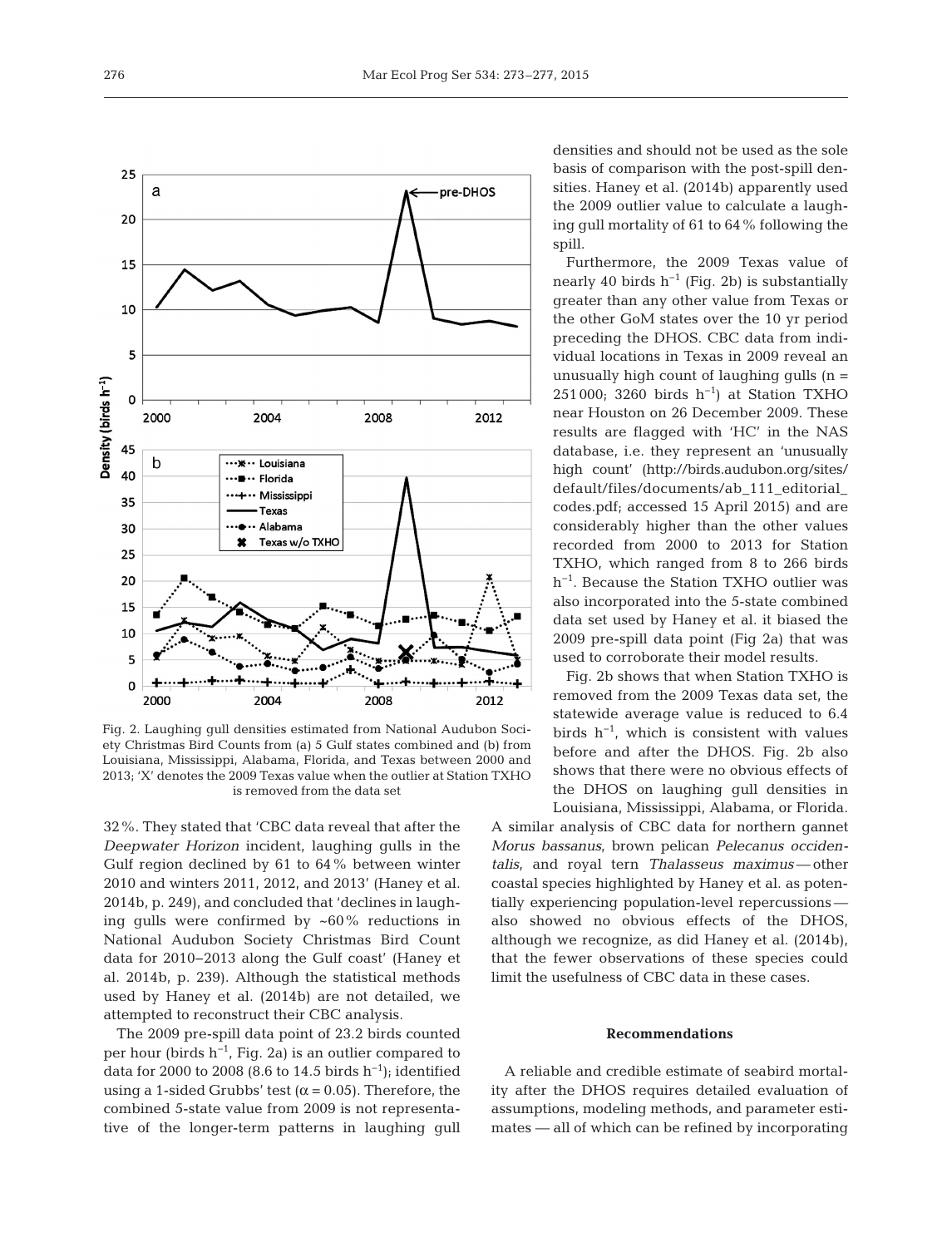25

20

15

10

5

0

a

pre-DHOS

2000 2004 2008 2012

Density (birds h$^{-1}$)

45

40

35

30

25

20

15

10

5

0

b

Louisiana

Florida

Mississippi

Texas

Alabama

Texas w/o TXHO

2000 2004 2008 2012

Fig. 2. Laughing gull densities estimated from National Audubon Society Christmas Bird Counts from (a) 5 Gulf states combined and (b) from Louisiana, Mississippi, Alabama, Florida, and Texas between 2000 and 2013; 'X' denotes the 2009 Texas value when the outlier at Station TXHO is removed from the data set

32%. They stated that 'CBC data reveal that after the *Deepwater Horizon* incident, laughing gulls in the Gulf region declined by 61 to 64% between winter 2010 and winters 2011, 2012, and 2013' (Haney et al. 2014b, p. 249), and concluded that 'declines in laughing gulls were confirmed by ~60% reductions in National Audubon Society Christmas Bird Count data for 2010–2013 along the Gulf coast' (Haney et al. 2014b, p. 239). Although the statistical methods used by Haney et al. (2014b) are not detailed, we attempted to reconstruct their CBC analysis.

The 2009 pre-spill data point of 23.2 birds counted per hour (birds h$^{-1}$, Fig. 2a) is an outlier compared to data for 2000 to 2008 (8.6 to 14.5 birds h$^{-1}$); identified using a 1-sided Grubbs' test ($\alpha = 0.05$). Therefore, the combined 5-state value from 2009 is not representative of the longer-term patterns in laughing gull densities and should not be used as the sole basis of comparison with the post-spill densities. Haney et al. (2014b) apparently used the 2009 outlier value to calculate a laughing gull mortality of 61 to 64% following the spill.

Furthermore, the 2009 Texas value of nearly 40 birds h$^{-1}$ (Fig. 2b) is substantially greater than any other value from Texas or the other GoM states over the 10 yr period preceding the DHOS. CBC data from individual locations in Texas in 2009 reveal an unusually high count of laughing gulls ($n = 251\,000$; 3260 birds h$^{-1}$) at Station TXHO near Houston on 26 December 2009. These results are flagged with 'HC' in the NAS database, i.e. they represent an 'unusually high count' (http://birds.audubon.org/sites/default/files/documents/ab_111_editorial_codes.pdf; accessed 15 April 2015) and are considerably higher than the other values recorded from 2000 to 2013 for Station TXHO, which ranged from 8 to 266 birds h$^{-1}$. Because the Station TXHO outlier was also incorporated into the 5-state combined data set used by Haney et al. it biased the 2009 pre-spill data point (Fig 2a) that was used to corroborate their model results.

Fig. 2b shows that when Station TXHO is removed from the 2009 Texas data set, the statewide average value is reduced to 6.4 birds h$^{-1}$, which is consistent with values before and after the DHOS. Fig. 2b also shows that there were no obvious effects of the DHOS on laughing gull densities in Louisiana, Mississippi, Alabama, or Florida. A similar analysis of CBC data for northern gannet *Morus bassanus*, brown pelican *Pelecanus occidentalis*, and royal tern *Thalasseus maximus* — other coastal species highlighted by Haney et al. as potentially experiencing population-level repercussions — also showed no obvious effects of the DHOS, although we recognize, as did Haney et al. (2014b), that the fewer observations of these species could limit the usefulness of CBC data in these cases.

## Recommendations

A reliable and credible estimate of seabird mortality after the DHOS requires detailed evaluation of assumptions, modeling methods, and parameter estimates — all of which can be refined by incorporating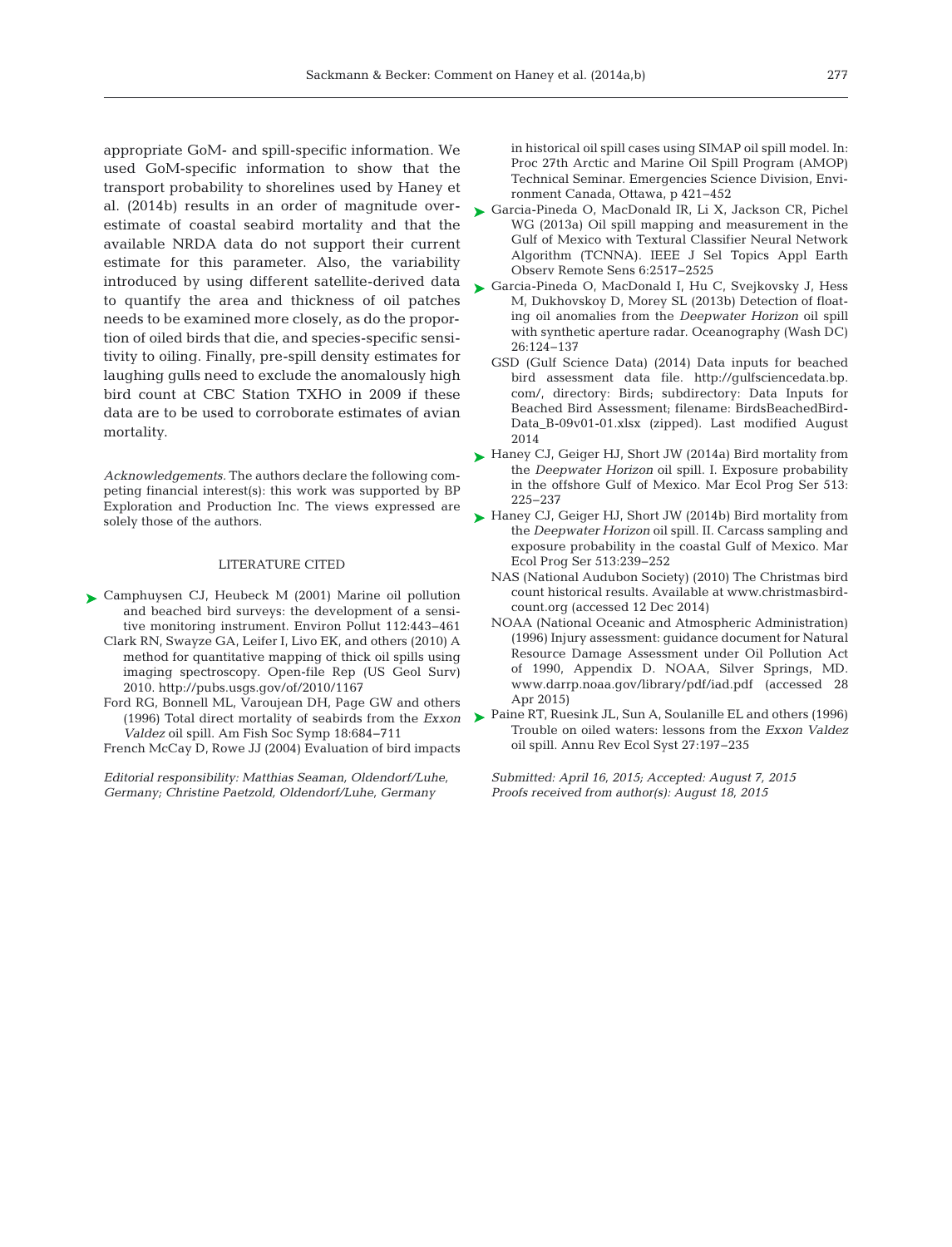appropriate GoM- and spill-specific information. We used GoM-specific information to show that the transport probability to shorelines used by Haney et al. (2014b) results in an order of magnitude overestimate of coastal seabird mortality and that the available NRDA data do not support their current estimate for this parameter. Also, the variability introduced by using different satellite-derived data to quantify the area and thickness of oil patches needs to be examined more closely, as do the proportion of oiled birds that die, and species-specific sensitivity to oiling. Finally, pre-spill density estimates for laughing gulls need to exclude the anomalously high bird count at CBC Station TXHO in 2009 if these data are to be used to corroborate estimates of avian mortality.

*Acknowledgements.* The authors declare the following competing financial interest(s): this work was supported by BP Exploration and Production Inc. The views expressed are solely those of the authors.

## LITERATURE CITED

- Camphuysen CJ, Heubeck M (2001) Marine oil pollution and beached bird surveys: the development of a sensitive monitoring instrument. Environ Pollut 112:443−461
- Clark RN, Swayze GA, Leifer I, Livo EK, and others (2010) A method for quantitative mapping of thick oil spills using imaging spectroscopy. Open-file Rep (US Geol Surv) 2010. http://pubs.usgs.gov/of/2010/1167
- Ford RG, Bonnell ML, Varoujean DH, Page GW and others (1996) Total direct mortality of seabirds from the *Exxon Valdez* oil spill. Am Fish Soc Symp 18:684−711
- French McCay D, Rowe JJ (2004) Evaluation of bird impacts in historical oil spill cases using SIMAP oil spill model. In: Proc 27th Arctic and Marine Oil Spill Program (AMOP) Technical Seminar. Emergencies Science Division, Environment Canada, Ottawa, p 421−452
- Garcia-Pineda O, MacDonald IR, Li X, Jackson CR, Pichel WG (2013a) Oil spill mapping and measurement in the Gulf of Mexico with Textural Classifier Neural Network Algorithm (TCNNA). IEEE J Sel Topics Appl Earth Observ Remote Sens 6:2517−2525
- Garcia-Pineda O, MacDonald I, Hu C, Svejkovsky J, Hess M, Dukhovskoy D, Morey SL (2013b) Detection of floating oil anomalies from the *Deepwater Horizon* oil spill with synthetic aperture radar. Oceanography (Wash DC) 26:124−137
- GSD (Gulf Science Data) (2014) Data inputs for beached bird assessment data file. http://gulfsciencedata.bp.com/, directory: Birds; subdirectory: Data Inputs for Beached Bird Assessment; filename: BirdsBeachedBirdData_B-09v01-01.xlsx (zipped). Last modified August 2014
- Haney CJ, Geiger HJ, Short JW (2014a) Bird mortality from the *Deepwater Horizon* oil spill. I. Exposure probability in the offshore Gulf of Mexico. Mar Ecol Prog Ser 513:225−237
- Haney CJ, Geiger HJ, Short JW (2014b) Bird mortality from the *Deepwater Horizon* oil spill. II. Carcass sampling and exposure probability in the coastal Gulf of Mexico. Mar Ecol Prog Ser 513:239−252
- NAS (National Audubon Society) (2010) The Christmas bird count historical results. Available at www.christmasbirdcount.org (accessed 12 Dec 2014)
- NOAA (National Oceanic and Atmospheric Administration) (1996) Injury assessment: guidance document for Natural Resource Damage Assessment under Oil Pollution Act of 1990, Appendix D. NOAA, Silver Springs, MD. www.darrp.noaa.gov/library/pdf/iad.pdf (accessed 28 Apr 2015)
- Paine RT, Ruesink JL, Sun A, Soulanille EL and others (1996) Trouble on oiled waters: lessons from the *Exxon Valdez* oil spill. Annu Rev Ecol Syst 27:197−235

*Editorial responsibility: Matthias Seaman, Oldendorf/Luhe, Germany; Christine Paetzold, Oldendorf/Luhe, Germany*

*Submitted: April 16, 2015; Accepted: August 7, 2015*
*Proofs received from author(s): August 18, 2015*